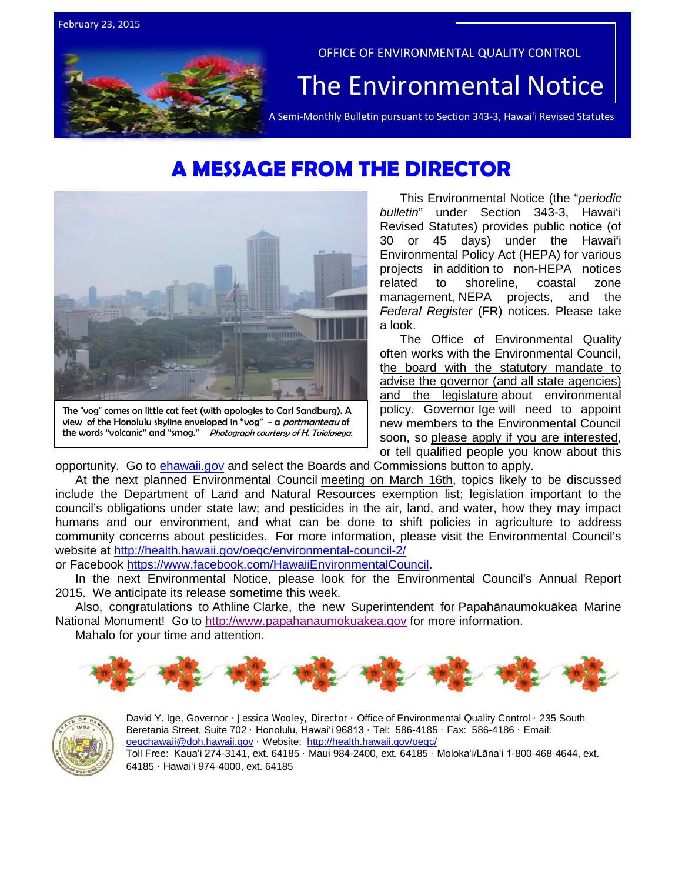February 23, 2015

OFFICE OF ENVIRONMENTAL QUALITY CONTROL

# The Environmental Notice

A Semi-Monthly Bulletin pursuant to Section 343-3, Hawai'i Revised Statutes

## A MESSAGE FROM THE DIRECTOR

The "vog" comes on little cat feet (with apologies to Carl Sandburg). A view of the Honolulu skyline enveloped in "vog" - a *portmanteau* of the words "volcanic" and "smog." *Photograph courtesy of H. Tuiolosega.*

This Environmental Notice (the "*periodic bulletin*" under Section 343-3, Hawai'i Revised Statutes) provides public notice (of 30 or 45 days) under the Hawai'i Environmental Policy Act (HEPA) for various projects in addition to non-HEPA notices related to shoreline, coastal zone management, NEPA projects, and the *Federal Register* (FR) notices. Please take a look.

The Office of Environmental Quality often works with the Environmental Council, the board with the statutory mandate to advise the governor (and all state agencies) and the legislature about environmental policy. Governor Ige will need to appoint new members to the Environmental Council soon, so please apply if you are interested, or tell qualified people you know about this opportunity. Go to ehawaii.gov and select the Boards and Commissions button to apply.

At the next planned Environmental Council meeting on March 16th, topics likely to be discussed include the Department of Land and Natural Resources exemption list; legislation important to the council's obligations under state law; and pesticides in the air, land, and water, how they may impact humans and our environment, and what can be done to shift policies in agriculture to address community concerns about pesticides. For more information, please visit the Environmental Council's website at http://health.hawaii.gov/oeqc/environmental-council-2/ or Facebook https://www.facebook.com/HawaiiEnvironmentalCouncil.

In the next Environmental Notice, please look for the Environmental Council's Annual Report 2015. We anticipate its release sometime this week.

Also, congratulations to Athline Clarke, the new Superintendent for Papahānaumokuākea Marine National Monument! Go to http://www.papahanaumokuakea.gov for more information.

Mahalo for your time and attention.

David Y. Ige, Governor · Jessica Wooley, Director · Office of Environmental Quality Control · 235 South Beretania Street, Suite 702 · Honolulu, Hawai'i 96813 · Tel: 586-4185 · Fax: 586-4186 · Email: oeqchawaii@doh.hawaii.gov · Website: http://health.hawaii.gov/oeqc/
Toll Free: Kaua'i 274-3141, ext. 64185 · Maui 984-2400, ext. 64185 · Moloka'i/Lāna'i 1-800-468-4644, ext. 64185 · Hawai'i 974-4000, ext. 64185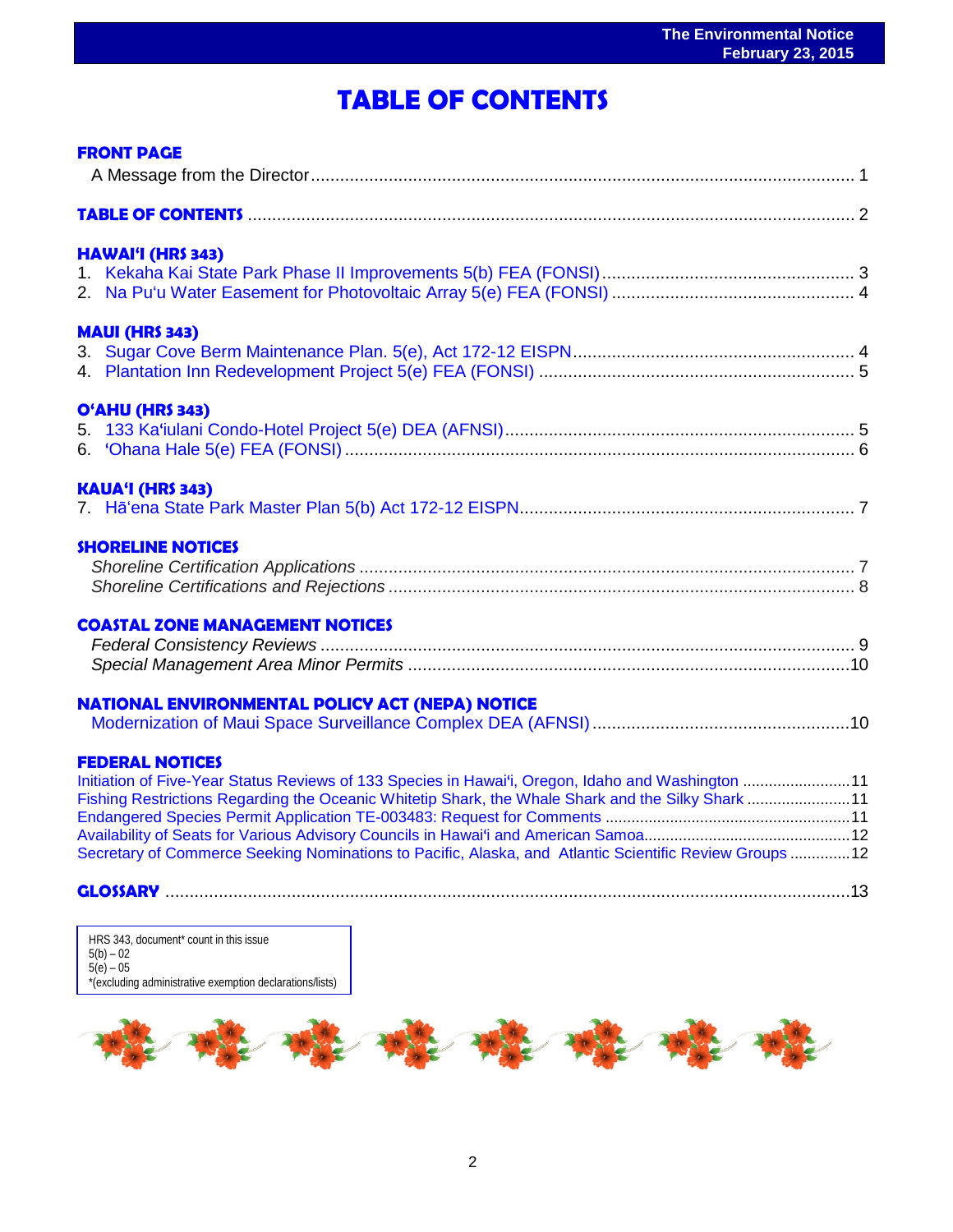# TABLE OF CONTENTS

**FRONT PAGE**

A Message from the Director ........ 1

**TABLE OF CONTENTS** ........ 2

**HAWAIʻI (HRS 343)**

1. Kekaha Kai State Park Phase II Improvements 5(b) FEA (FONSI) ........ 3
2. Na Puʻu Water Easement for Photovoltaic Array 5(e) FEA (FONSI) ........ 4

**MAUI (HRS 343)**

3. Sugar Cove Berm Maintenance Plan. 5(e), Act 172-12 EISPN ........ 4
4. Plantation Inn Redevelopment Project 5(e) FEA (FONSI) ........ 5

**OʻAHU (HRS 343)**

5. 133 Kaʻiulani Condo-Hotel Project 5(e) DEA (AFNSI) ........ 5
6. ʻOhana Hale 5(e) FEA (FONSI) ........ 6

**KAUAʻI (HRS 343)**

7. Hāʻena State Park Master Plan 5(b) Act 172-12 EISPN ........ 7

**SHORELINE NOTICES**

*Shoreline Certification Applications* ........ 7
*Shoreline Certifications and Rejections* ........ 8

**COASTAL ZONE MANAGEMENT NOTICES**

*Federal Consistency Reviews* ........ 9
*Special Management Area Minor Permits* ........ 10

**NATIONAL ENVIRONMENTAL POLICY ACT (NEPA) NOTICE**

Modernization of Maui Space Surveillance Complex DEA (AFNSI) ........ 10

**FEDERAL NOTICES**

Initiation of Five-Year Status Reviews of 133 Species in Hawaiʻi, Oregon, Idaho and Washington ........ 11
Fishing Restrictions Regarding the Oceanic Whitetip Shark, the Whale Shark and the Silky Shark ........ 11
Endangered Species Permit Application TE-003483: Request for Comments ........ 11
Availability of Seats for Various Advisory Councils in Hawaiʻi and American Samoa ........ 12
Secretary of Commerce Seeking Nominations to Pacific, Alaska, and Atlantic Scientific Review Groups ........ 12

**GLOSSARY** ........ 13

HRS 343, document* count in this issue
5(b) – 02
5(e) – 05
*(excluding administrative exemption declarations/lists)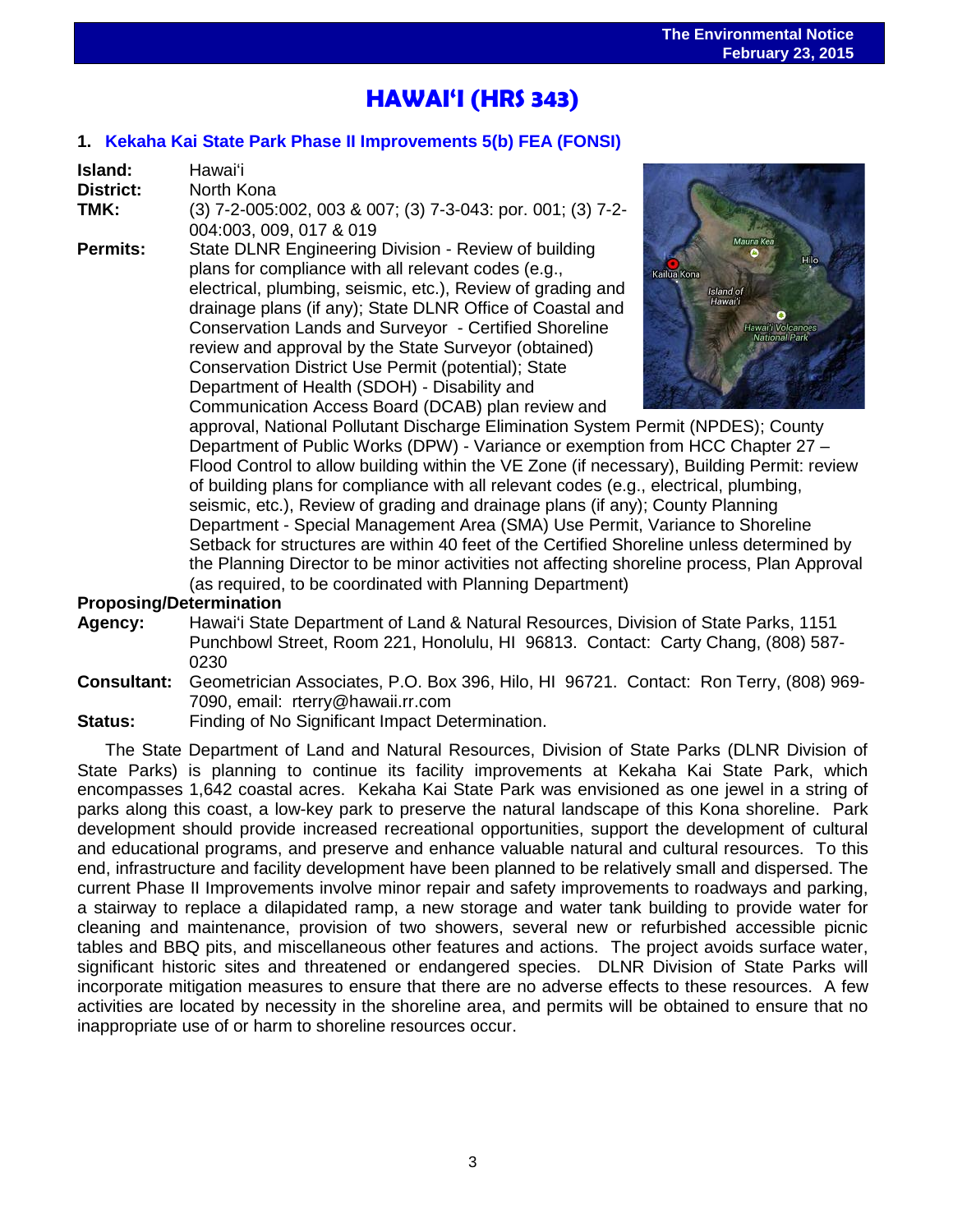# HAWAIʻI (HRS 343)

## 1. Kekaha Kai State Park Phase II Improvements 5(b) FEA (FONSI)

**Island:** Hawaiʻi

**District:** North Kona

**TMK:** (3) 7-2-005:002, 003 & 007; (3) 7-3-043: por. 001; (3) 7-2-004:003, 009, 017 & 019

**Permits:** State DLNR Engineering Division - Review of building plans for compliance with all relevant codes (e.g., electrical, plumbing, seismic, etc.), Review of grading and drainage plans (if any); State DLNR Office of Coastal and Conservation Lands and Surveyor - Certified Shoreline review and approval by the State Surveyor (obtained) Conservation District Use Permit (potential); State Department of Health (SDOH) - Disability and Communication Access Board (DCAB) plan review and approval, National Pollutant Discharge Elimination System Permit (NPDES); County Department of Public Works (DPW) - Variance or exemption from HCC Chapter 27 – Flood Control to allow building within the VE Zone (if necessary), Building Permit: review of building plans for compliance with all relevant codes (e.g., electrical, plumbing, seismic, etc.), Review of grading and drainage plans (if any); County Planning Department - Special Management Area (SMA) Use Permit, Variance to Shoreline Setback for structures are within 40 feet of the Certified Shoreline unless determined by the Planning Director to be minor activities not affecting shoreline process, Plan Approval (as required, to be coordinated with Planning Department)

**Proposing/Determination**

**Agency:** Hawaiʻi State Department of Land & Natural Resources, Division of State Parks, 1151 Punchbowl Street, Room 221, Honolulu, HI 96813. Contact: Carty Chang, (808) 587-0230

**Consultant:** Geometrician Associates, P.O. Box 396, Hilo, HI 96721. Contact: Ron Terry, (808) 969-7090, email: rterry@hawaii.rr.com

**Status:** Finding of No Significant Impact Determination.

The State Department of Land and Natural Resources, Division of State Parks (DLNR Division of State Parks) is planning to continue its facility improvements at Kekaha Kai State Park, which encompasses 1,642 coastal acres. Kekaha Kai State Park was envisioned as one jewel in a string of parks along this coast, a low-key park to preserve the natural landscape of this Kona shoreline. Park development should provide increased recreational opportunities, support the development of cultural and educational programs, and preserve and enhance valuable natural and cultural resources. To this end, infrastructure and facility development have been planned to be relatively small and dispersed. The current Phase II Improvements involve minor repair and safety improvements to roadways and parking, a stairway to replace a dilapidated ramp, a new storage and water tank building to provide water for cleaning and maintenance, provision of two showers, several new or refurbished accessible picnic tables and BBQ pits, and miscellaneous other features and actions. The project avoids surface water, significant historic sites and threatened or endangered species. DLNR Division of State Parks will incorporate mitigation measures to ensure that there are no adverse effects to these resources. A few activities are located by necessity in the shoreline area, and permits will be obtained to ensure that no inappropriate use of or harm to shoreline resources occur.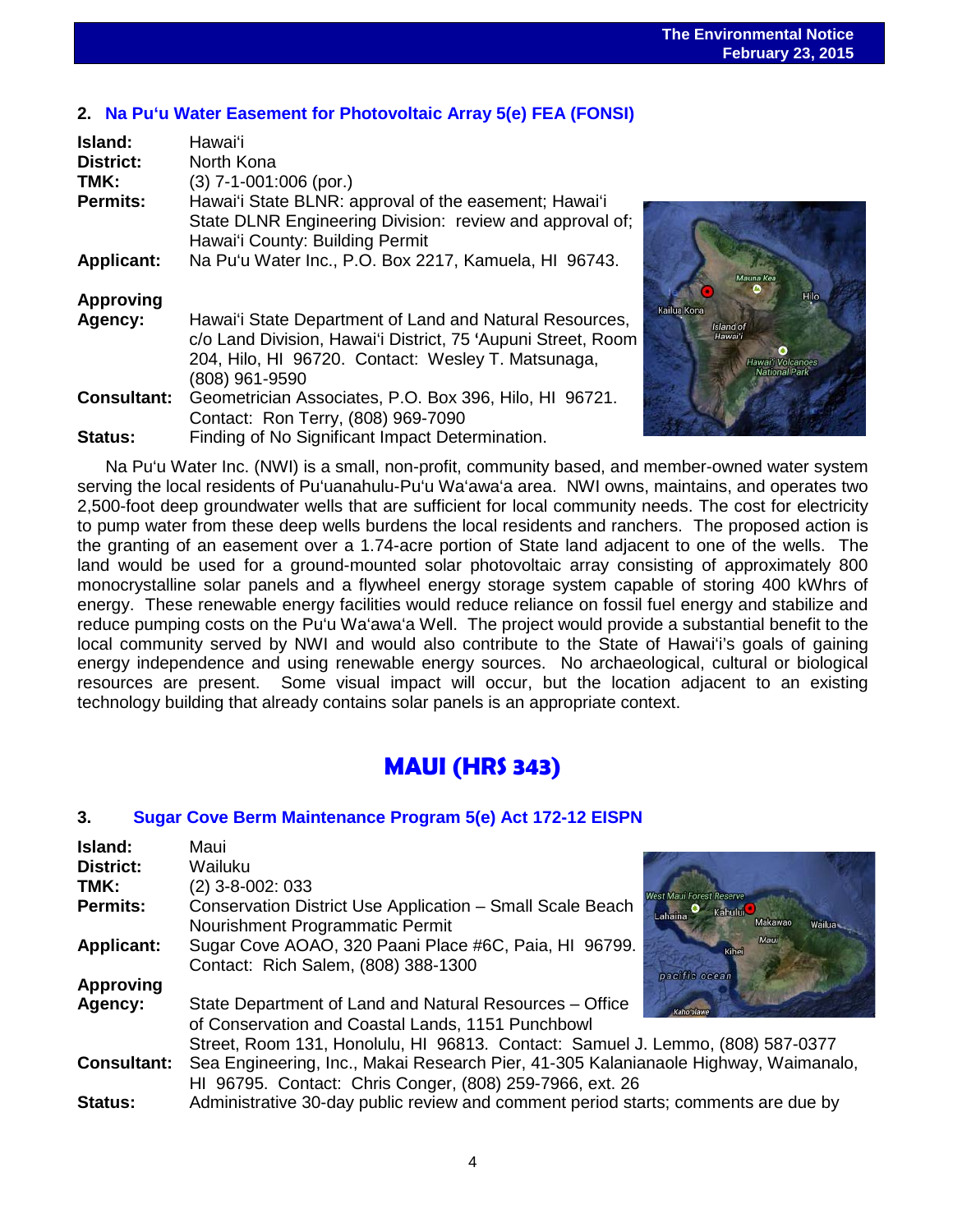## 2. Na Pu'u Water Easement for Photovoltaic Array 5(e) FEA (FONSI)

**Island:** Hawai'i
**District:** North Kona
**TMK:** (3) 7-1-001:006 (por.)
**Permits:** Hawai'i State BLNR: approval of the easement; Hawai'i State DLNR Engineering Division: review and approval of; Hawai'i County: Building Permit
**Applicant:** Na Pu'u Water Inc., P.O. Box 2217, Kamuela, HI 96743.

**Approving Agency:** Hawai'i State Department of Land and Natural Resources, c/o Land Division, Hawai'i District, 75 'Aupuni Street, Room 204, Hilo, HI 96720. Contact: Wesley T. Matsunaga, (808) 961-9590
**Consultant:** Geometrician Associates, P.O. Box 396, Hilo, HI 96721. Contact: Ron Terry, (808) 969-7090
**Status:** Finding of No Significant Impact Determination.

Na Pu'u Water Inc. (NWI) is a small, non-profit, community based, and member-owned water system serving the local residents of Pu'uanahulu-Pu'u Wa'awa'a area. NWI owns, maintains, and operates two 2,500-foot deep groundwater wells that are sufficient for local community needs. The cost for electricity to pump water from these deep wells burdens the local residents and ranchers. The proposed action is the granting of an easement over a 1.74-acre portion of State land adjacent to one of the wells. The land would be used for a ground-mounted solar photovoltaic array consisting of approximately 800 monocrystalline solar panels and a flywheel energy storage system capable of storing 400 kWhrs of energy. These renewable energy facilities would reduce reliance on fossil fuel energy and stabilize and reduce pumping costs on the Pu'u Wa'awa'a Well. The project would provide a substantial benefit to the local community served by NWI and would also contribute to the State of Hawai'i's goals of gaining energy independence and using renewable energy sources. No archaeological, cultural or biological resources are present. Some visual impact will occur, but the location adjacent to an existing technology building that already contains solar panels is an appropriate context.

# MAUI (HRS 343)

## 3. Sugar Cove Berm Maintenance Program 5(e) Act 172-12 EISPN

**Island:** Maui
**District:** Wailuku
**TMK:** (2) 3-8-002: 033
**Permits:** Conservation District Use Application – Small Scale Beach Nourishment Programmatic Permit
**Applicant:** Sugar Cove AOAO, 320 Paani Place #6C, Paia, HI 96799. Contact: Rich Salem, (808) 388-1300
**Approving Agency:** State Department of Land and Natural Resources – Office of Conservation and Coastal Lands, 1151 Punchbowl Street, Room 131, Honolulu, HI 96813. Contact: Samuel J. Lemmo, (808) 587-0377
**Consultant:** Sea Engineering, Inc., Makai Research Pier, 41-305 Kalanianaole Highway, Waimanalo, HI 96795. Contact: Chris Conger, (808) 259-7966, ext. 26
**Status:** Administrative 30-day public review and comment period starts; comments are due by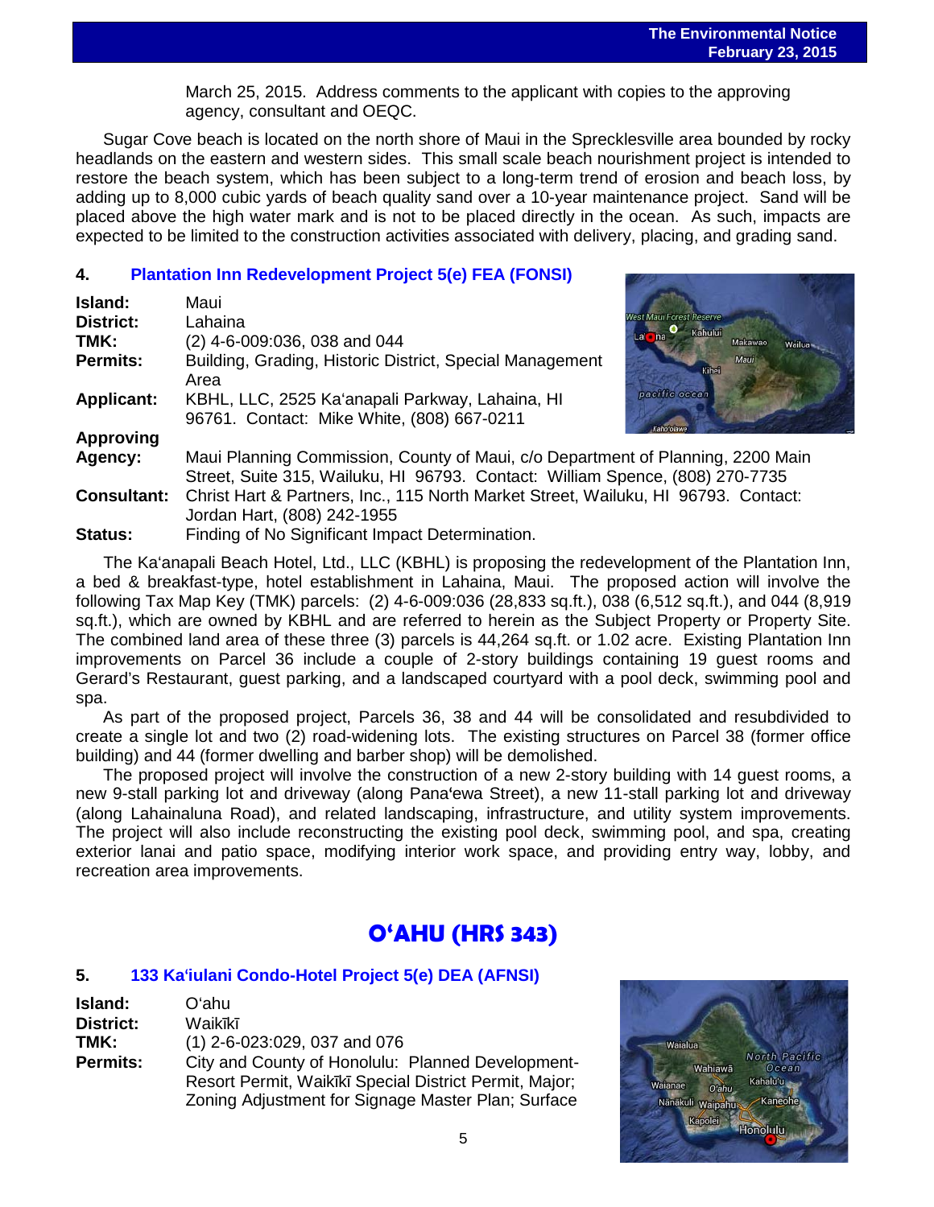March 25, 2015. Address comments to the applicant with copies to the approving agency, consultant and OEQC.

Sugar Cove beach is located on the north shore of Maui in the Sprecklesville area bounded by rocky headlands on the eastern and western sides. This small scale beach nourishment project is intended to restore the beach system, which has been subject to a long-term trend of erosion and beach loss, by adding up to 8,000 cubic yards of beach quality sand over a 10-year maintenance project. Sand will be placed above the high water mark and is not to be placed directly in the ocean. As such, impacts are expected to be limited to the construction activities associated with delivery, placing, and grading sand.

### 4. Plantation Inn Redevelopment Project 5(e) FEA (FONSI)

| | |
|---|---|
| **Island:** | Maui |
| **District:** | Lahaina |
| **TMK:** | (2) 4-6-009:036, 038 and 044 |
| **Permits:** | Building, Grading, Historic District, Special Management Area |
| **Applicant:** | KBHL, LLC, 2525 Ka'anapali Parkway, Lahaina, HI 96761. Contact: Mike White, (808) 667-0211 |
| **Approving Agency:** | Maui Planning Commission, County of Maui, c/o Department of Planning, 2200 Main Street, Suite 315, Wailuku, HI 96793. Contact: William Spence, (808) 270-7735 |
| **Consultant:** | Christ Hart & Partners, Inc., 115 North Market Street, Wailuku, HI 96793. Contact: Jordan Hart, (808) 242-1955 |
| **Status:** | Finding of No Significant Impact Determination. |

The Ka'anapali Beach Hotel, Ltd., LLC (KBHL) is proposing the redevelopment of the Plantation Inn, a bed & breakfast-type, hotel establishment in Lahaina, Maui. The proposed action will involve the following Tax Map Key (TMK) parcels: (2) 4-6-009:036 (28,833 sq.ft.), 038 (6,512 sq.ft.), and 044 (8,919 sq.ft.), which are owned by KBHL and are referred to herein as the Subject Property or Property Site. The combined land area of these three (3) parcels is 44,264 sq.ft. or 1.02 acre. Existing Plantation Inn improvements on Parcel 36 include a couple of 2-story buildings containing 19 guest rooms and Gerard's Restaurant, guest parking, and a landscaped courtyard with a pool deck, swimming pool and spa.

As part of the proposed project, Parcels 36, 38 and 44 will be consolidated and resubdivided to create a single lot and two (2) road-widening lots. The existing structures on Parcel 38 (former office building) and 44 (former dwelling and barber shop) will be demolished.

The proposed project will involve the construction of a new 2-story building with 14 guest rooms, a new 9-stall parking lot and driveway (along Pana'ewa Street), a new 11-stall parking lot and driveway (along Lahainaluna Road), and related landscaping, infrastructure, and utility system improvements. The project will also include reconstructing the existing pool deck, swimming pool, and spa, creating exterior lanai and patio space, modifying interior work space, and providing entry way, lobby, and recreation area improvements.

## O'AHU (HRS 343)

### 5. 133 Ka'iulani Condo-Hotel Project 5(e) DEA (AFNSI)

| | |
|---|---|
| **Island:** | O'ahu |
| **District:** | Waikīkī |
| **TMK:** | (1) 2-6-023:029, 037 and 076 |
| **Permits:** | City and County of Honolulu: Planned Development-Resort Permit, Waikīkī Special District Permit, Major; Zoning Adjustment for Signage Master Plan; Surface |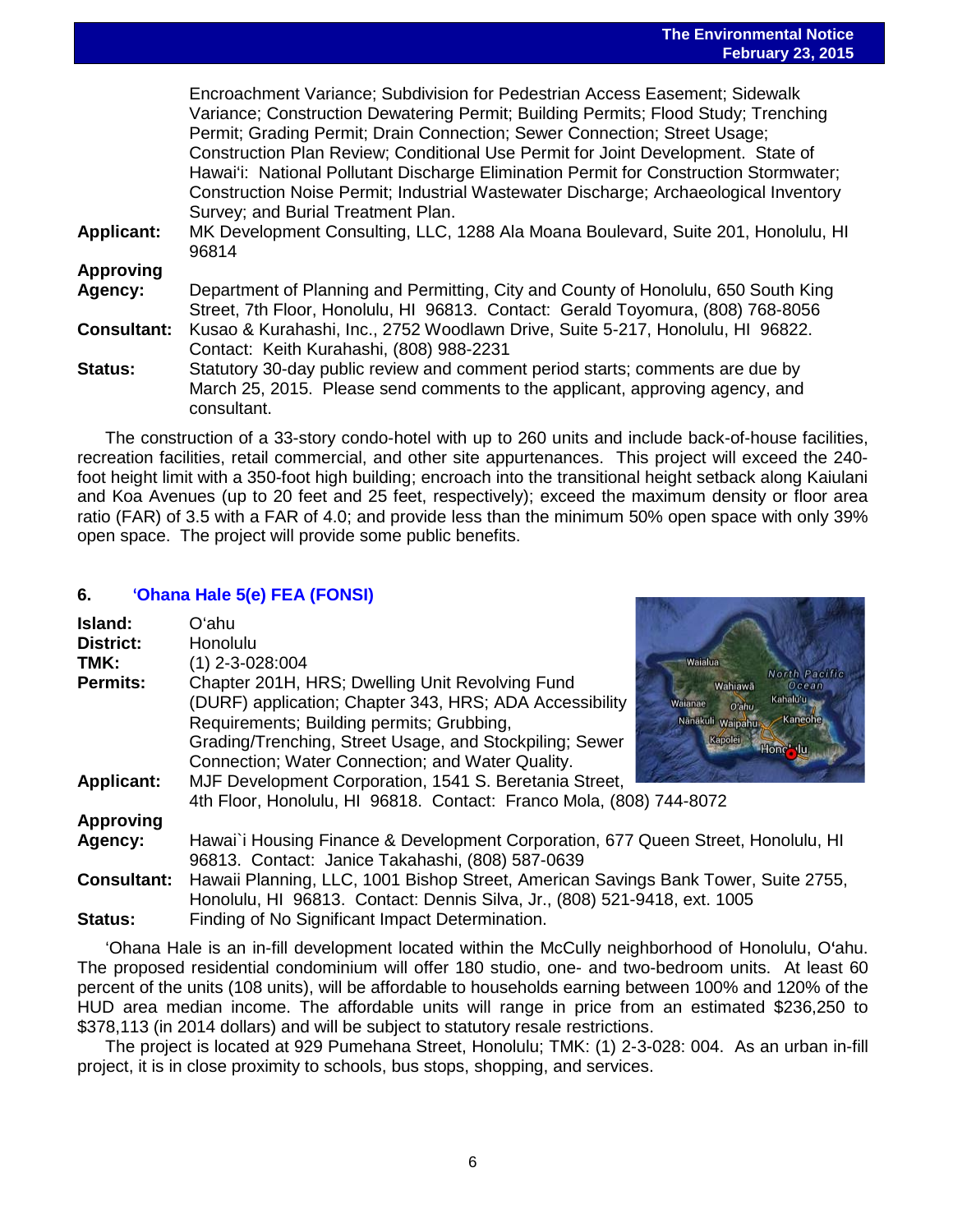Encroachment Variance; Subdivision for Pedestrian Access Easement; Sidewalk Variance; Construction Dewatering Permit; Building Permits; Flood Study; Trenching Permit; Grading Permit; Drain Connection; Sewer Connection; Street Usage; Construction Plan Review; Conditional Use Permit for Joint Development. State of Hawai'i: National Pollutant Discharge Elimination Permit for Construction Stormwater; Construction Noise Permit; Industrial Wastewater Discharge; Archaeological Inventory Survey; and Burial Treatment Plan.

**Applicant:** MK Development Consulting, LLC, 1288 Ala Moana Boulevard, Suite 201, Honolulu, HI 96814

**Approving Agency:** Department of Planning and Permitting, City and County of Honolulu, 650 South King Street, 7th Floor, Honolulu, HI 96813. Contact: Gerald Toyomura, (808) 768-8056

**Consultant:** Kusao & Kurahashi, Inc., 2752 Woodlawn Drive, Suite 5-217, Honolulu, HI 96822. Contact: Keith Kurahashi, (808) 988-2231

**Status:** Statutory 30-day public review and comment period starts; comments are due by March 25, 2015. Please send comments to the applicant, approving agency, and consultant.

The construction of a 33-story condo-hotel with up to 260 units and include back-of-house facilities, recreation facilities, retail commercial, and other site appurtenances. This project will exceed the 240-foot height limit with a 350-foot high building; encroach into the transitional height setback along Kaiulani and Koa Avenues (up to 20 feet and 25 feet, respectively); exceed the maximum density or floor area ratio (FAR) of 3.5 with a FAR of 4.0; and provide less than the minimum 50% open space with only 39% open space. The project will provide some public benefits.

## 6. 'Ohana Hale 5(e) FEA (FONSI)

**Island:** O'ahu

**District:** Honolulu

**TMK:** (1) 2-3-028:004

**Permits:** Chapter 201H, HRS; Dwelling Unit Revolving Fund (DURF) application; Chapter 343, HRS; ADA Accessibility Requirements; Building permits; Grubbing, Grading/Trenching, Street Usage, and Stockpiling; Sewer Connection; Water Connection; and Water Quality.

**Applicant:** MJF Development Corporation, 1541 S. Beretania Street, 4th Floor, Honolulu, HI 96818. Contact: Franco Mola, (808) 744-8072

**Approving Agency:** Hawai`i Housing Finance & Development Corporation, 677 Queen Street, Honolulu, HI 96813. Contact: Janice Takahashi, (808) 587-0639

**Consultant:** Hawaii Planning, LLC, 1001 Bishop Street, American Savings Bank Tower, Suite 2755, Honolulu, HI 96813. Contact: Dennis Silva, Jr., (808) 521-9418, ext. 1005

**Status:** Finding of No Significant Impact Determination.

'Ohana Hale is an in-fill development located within the McCully neighborhood of Honolulu, O'ahu. The proposed residential condominium will offer 180 studio, one- and two-bedroom units. At least 60 percent of the units (108 units), will be affordable to households earning between 100% and 120% of the HUD area median income. The affordable units will range in price from an estimated $236,250 to $378,113 (in 2014 dollars) and will be subject to statutory resale restrictions.

The project is located at 929 Pumehana Street, Honolulu; TMK: (1) 2-3-028: 004. As an urban in-fill project, it is in close proximity to schools, bus stops, shopping, and services.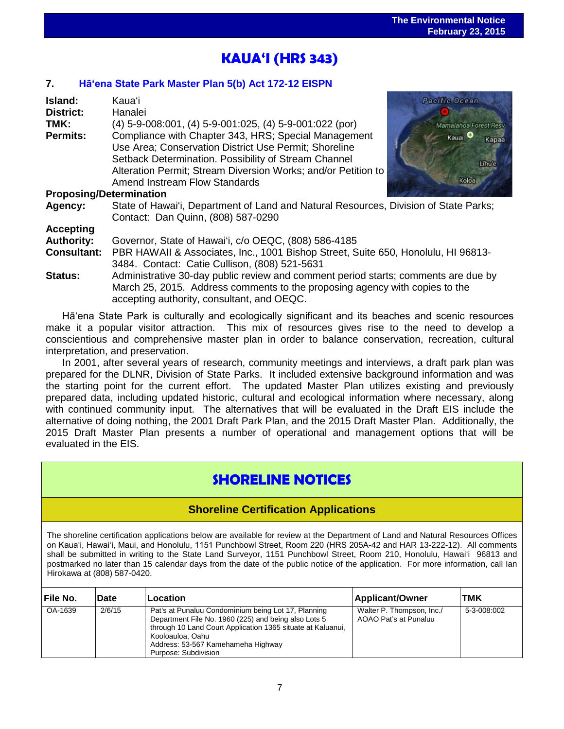# KAUAʻI (HRS 343)

## 7. Hāʻena State Park Master Plan 5(b) Act 172-12 EISPN

**Island:** Kauaʻi
**District:** Hanalei
**TMK:** (4) 5-9-008:001, (4) 5-9-001:025, (4) 5-9-001:022 (por)
**Permits:** Compliance with Chapter 343, HRS; Special Management Use Area; Conservation District Use Permit; Shoreline Setback Determination. Possibility of Stream Channel Alteration Permit; Stream Diversion Works; and/or Petition to Amend Instream Flow Standards

**Proposing/Determination Agency:** State of Hawaiʻi, Department of Land and Natural Resources, Division of State Parks; Contact: Dan Quinn, (808) 587-0290

**Accepting Authority:** Governor, State of Hawaiʻi, c/o OEQC, (808) 586-4185

**Consultant:** PBR HAWAII & Associates, Inc., 1001 Bishop Street, Suite 650, Honolulu, HI 96813-3484. Contact: Catie Cullison, (808) 521-5631

**Status:** Administrative 30-day public review and comment period starts; comments are due by March 25, 2015. Address comments to the proposing agency with copies to the accepting authority, consultant, and OEQC.

Hāʻena State Park is culturally and ecologically significant and its beaches and scenic resources make it a popular visitor attraction. This mix of resources gives rise to the need to develop a conscientious and comprehensive master plan in order to balance conservation, recreation, cultural interpretation, and preservation.

In 2001, after several years of research, community meetings and interviews, a draft park plan was prepared for the DLNR, Division of State Parks. It included extensive background information and was the starting point for the current effort. The updated Master Plan utilizes existing and previously prepared data, including updated historic, cultural and ecological information where necessary, along with continued community input. The alternatives that will be evaluated in the Draft EIS include the alternative of doing nothing, the 2001 Draft Park Plan, and the 2015 Draft Master Plan. Additionally, the 2015 Draft Master Plan presents a number of operational and management options that will be evaluated in the EIS.

# SHORELINE NOTICES

## Shoreline Certification Applications

The shoreline certification applications below are available for review at the Department of Land and Natural Resources Offices on Kauaʻi, Hawaiʻi, Maui, and Honolulu, 1151 Punchbowl Street, Room 220 (HRS 205A-42 and HAR 13-222-12). All comments shall be submitted in writing to the State Land Surveyor, 1151 Punchbowl Street, Room 210, Honolulu, Hawaiʻi 96813 and postmarked no later than 15 calendar days from the date of the public notice of the application. For more information, call Ian Hirokawa at (808) 587-0420.

| File No. | Date | Location | Applicant/Owner | TMK |
|---|---|---|---|---|
| OA-1639 | 2/6/15 | Pat's at Punaluu Condominium being Lot 17, Planning Department File No. 1960 (225) and being also Lots 5 through 10 Land Court Application 1365 situate at Kaluanui, Kooloauloa, Oahu<br>Address: 53-567 Kamehameha Highway<br>Purpose: Subdivision | Walter P. Thompson, Inc./ AOAO Pat's at Punaluu | 5-3-008:002 |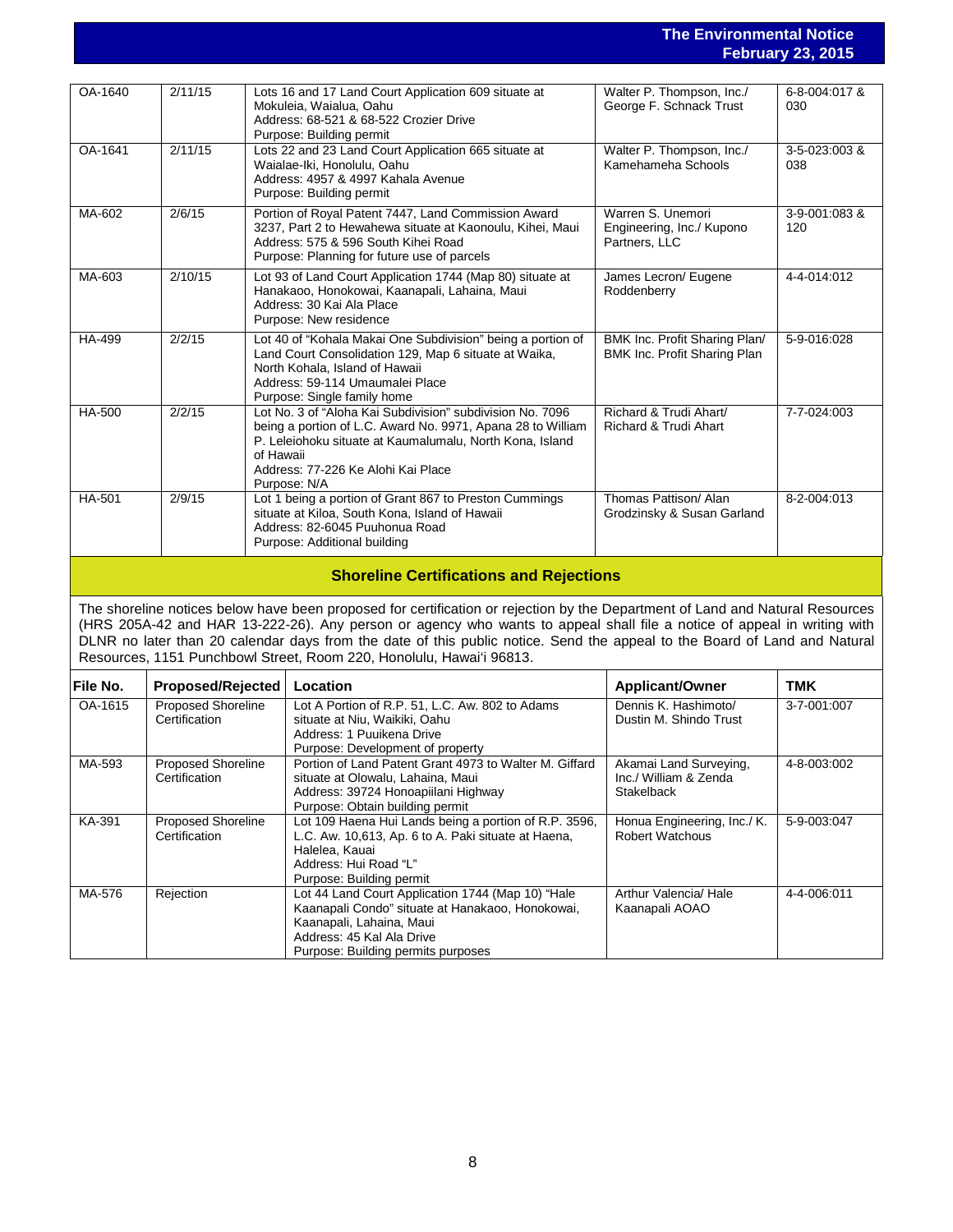| | | | | |
|---|---|---|---|---|
| OA-1640 | 2/11/15 | Lots 16 and 17 Land Court Application 609 situate at Mokuleia, Waialua, Oahu<br>Address: 68-521 & 68-522 Crozier Drive<br>Purpose: Building permit | Walter P. Thompson, Inc./ George F. Schnack Trust | 6-8-004:017 & 030 |
| OA-1641 | 2/11/15 | Lots 22 and 23 Land Court Application 665 situate at Waialae-Iki, Honolulu, Oahu<br>Address: 4957 & 4997 Kahala Avenue<br>Purpose: Building permit | Walter P. Thompson, Inc./ Kamehameha Schools | 3-5-023:003 & 038 |
| MA-602 | 2/6/15 | Portion of Royal Patent 7447, Land Commission Award 3237, Part 2 to Hewahewa situate at Kaonoulu, Kihei, Maui<br>Address: 575 & 596 South Kihei Road<br>Purpose: Planning for future use of parcels | Warren S. Unemori Engineering, Inc./ Kupono Partners, LLC | 3-9-001:083 & 120 |
| MA-603 | 2/10/15 | Lot 93 of Land Court Application 1744 (Map 80) situate at Hanakaoo, Honokowai, Kaanapali, Lahaina, Maui<br>Address: 30 Kai Ala Place<br>Purpose: New residence | James Lecron/ Eugene Roddenberry | 4-4-014:012 |
| HA-499 | 2/2/15 | Lot 40 of "Kohala Makai One Subdivision" being a portion of Land Court Consolidation 129, Map 6 situate at Waika, North Kohala, Island of Hawaii<br>Address: 59-114 Umaumalei Place<br>Purpose: Single family home | BMK Inc. Profit Sharing Plan/ BMK Inc. Profit Sharing Plan | 5-9-016:028 |
| HA-500 | 2/2/15 | Lot No. 3 of "Aloha Kai Subdivision" subdivision No. 7096 being a portion of L.C. Award No. 9971, Apana 28 to William P. Leleiohoku situate at Kaumalumalu, North Kona, Island of Hawaii<br>Address: 77-226 Ke Alohi Kai Place<br>Purpose: N/A | Richard & Trudi Ahart/ Richard & Trudi Ahart | 7-7-024:003 |
| HA-501 | 2/9/15 | Lot 1 being a portion of Grant 867 to Preston Cummings situate at Kiloa, South Kona, Island of Hawaii<br>Address: 82-6045 Puuhonua Road<br>Purpose: Additional building | Thomas Pattison/ Alan Grodzinsky & Susan Garland | 8-2-004:013 |

## Shoreline Certifications and Rejections

The shoreline notices below have been proposed for certification or rejection by the Department of Land and Natural Resources (HRS 205A-42 and HAR 13-222-26). Any person or agency who wants to appeal shall file a notice of appeal in writing with DLNR no later than 20 calendar days from the date of this public notice. Send the appeal to the Board of Land and Natural Resources, 1151 Punchbowl Street, Room 220, Honolulu, Hawai'i 96813.

| File No. | Proposed/Rejected | Location | Applicant/Owner | TMK |
|---|---|---|---|---|
| OA-1615 | Proposed Shoreline Certification | Lot A Portion of R.P. 51, L.C. Aw. 802 to Adams situate at Niu, Waikiki, Oahu<br>Address: 1 Puuikena Drive<br>Purpose: Development of property | Dennis K. Hashimoto/ Dustin M. Shindo Trust | 3-7-001:007 |
| MA-593 | Proposed Shoreline Certification | Portion of Land Patent Grant 4973 to Walter M. Giffard situate at Olowalu, Lahaina, Maui<br>Address: 39724 Honoapiilani Highway<br>Purpose: Obtain building permit | Akamai Land Surveying, Inc./ William & Zenda Stakelback | 4-8-003:002 |
| KA-391 | Proposed Shoreline Certification | Lot 109 Haena Hui Lands being a portion of R.P. 3596, L.C. Aw. 10,613, Ap. 6 to A. Paki situate at Haena, Halelea, Kauai<br>Address: Hui Road "L"<br>Purpose: Building permit | Honua Engineering, Inc./ K. Robert Watchous | 5-9-003:047 |
| MA-576 | Rejection | Lot 44 Land Court Application 1744 (Map 10) "Hale Kaanapali Condo" situate at Hanakaoo, Honokowai, Kaanapali, Lahaina, Maui<br>Address: 45 Kal Ala Drive<br>Purpose: Building permits purposes | Arthur Valencia/ Hale Kaanapali AOAO | 4-4-006:011 |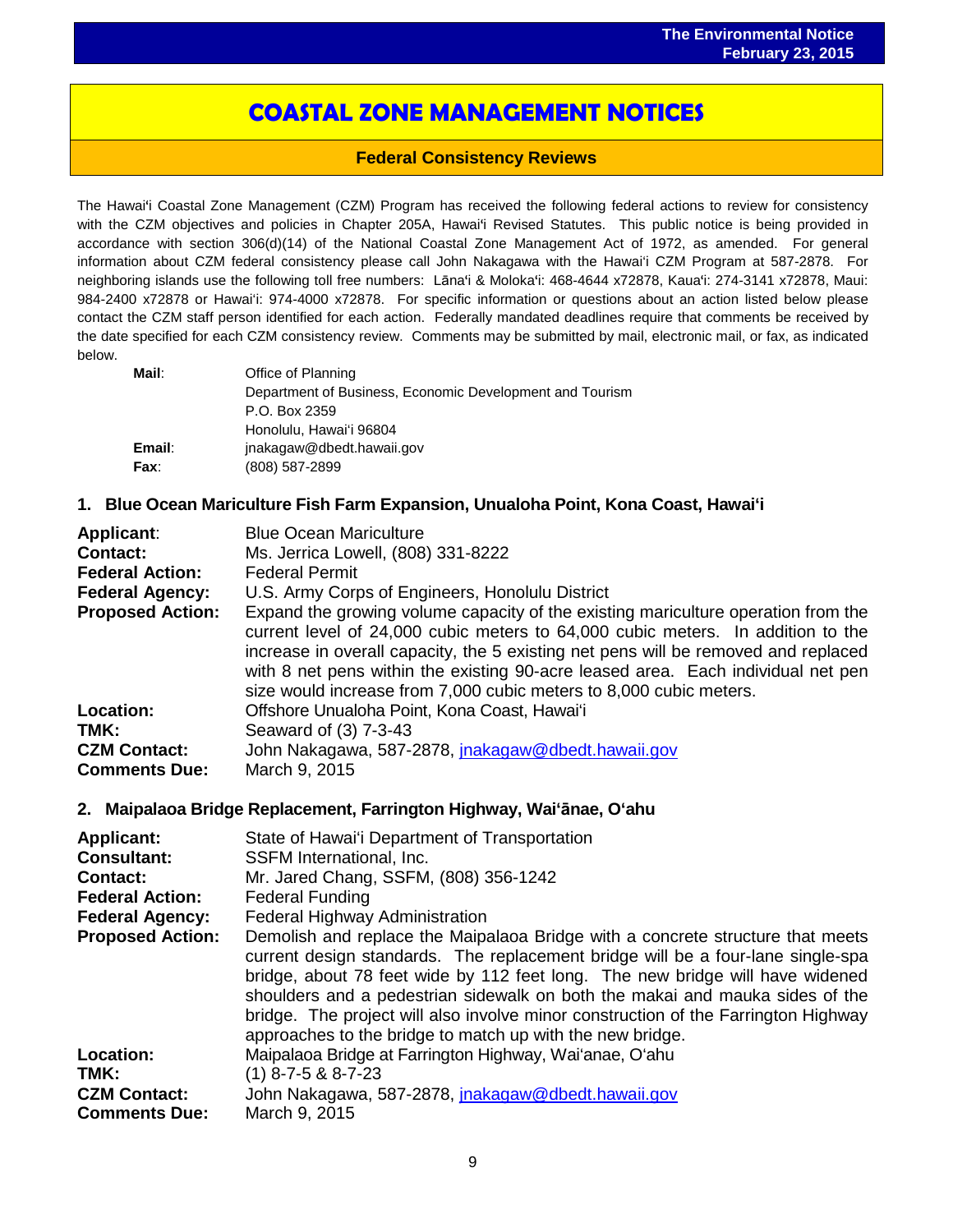# COASTAL ZONE MANAGEMENT NOTICES

## Federal Consistency Reviews

The Hawaiʻi Coastal Zone Management (CZM) Program has received the following federal actions to review for consistency with the CZM objectives and policies in Chapter 205A, Hawaiʻi Revised Statutes. This public notice is being provided in accordance with section 306(d)(14) of the National Coastal Zone Management Act of 1972, as amended. For general information about CZM federal consistency please call John Nakagawa with the Hawaiʻi CZM Program at 587-2878. For neighboring islands use the following toll free numbers: Lānaʻi & Molokaʻi: 468-4644 x72878, Kauaʻi: 274-3141 x72878, Maui: 984-2400 x72878 or Hawaiʻi: 974-4000 x72878. For specific information or questions about an action listed below please contact the CZM staff person identified for each action. Federally mandated deadlines require that comments be received by the date specified for each CZM consistency review. Comments may be submitted by mail, electronic mail, or fax, as indicated below.

| | |
|---|---|
| **Mail**: | Office of Planning<br>Department of Business, Economic Development and Tourism<br>P.O. Box 2359<br>Honolulu, Hawaiʻi 96804 |
| **Email**: | jnakagaw@dbedt.hawaii.gov |
| **Fax**: | (808) 587-2899 |

### 1. Blue Ocean Mariculture Fish Farm Expansion, Unualoha Point, Kona Coast, Hawaiʻi

| | |
|---|---|
| **Applicant**: | Blue Ocean Mariculture |
| **Contact:** | Ms. Jerrica Lowell, (808) 331-8222 |
| **Federal Action:** | Federal Permit |
| **Federal Agency:** | U.S. Army Corps of Engineers, Honolulu District |
| **Proposed Action:** | Expand the growing volume capacity of the existing mariculture operation from the current level of 24,000 cubic meters to 64,000 cubic meters. In addition to the increase in overall capacity, the 5 existing net pens will be removed and replaced with 8 net pens within the existing 90-acre leased area. Each individual net pen size would increase from 7,000 cubic meters to 8,000 cubic meters. |
| **Location:** | Offshore Unualoha Point, Kona Coast, Hawaiʻi |
| **TMK:** | Seaward of (3) 7-3-43 |
| **CZM Contact:** | John Nakagawa, 587-2878, jnakagaw@dbedt.hawaii.gov |
| **Comments Due:** | March 9, 2015 |

### 2. Maipalaoa Bridge Replacement, Farrington Highway, Waiʻānae, Oʻahu

| | |
|---|---|
| **Applicant:** | State of Hawaiʻi Department of Transportation |
| **Consultant:** | SSFM International, Inc. |
| **Contact:** | Mr. Jared Chang, SSFM, (808) 356-1242 |
| **Federal Action:** | Federal Funding |
| **Federal Agency:** | Federal Highway Administration |
| **Proposed Action:** | Demolish and replace the Maipalaoa Bridge with a concrete structure that meets current design standards. The replacement bridge will be a four-lane single-spa bridge, about 78 feet wide by 112 feet long. The new bridge will have widened shoulders and a pedestrian sidewalk on both the makai and mauka sides of the bridge. The project will also involve minor construction of the Farrington Highway approaches to the bridge to match up with the new bridge. |
| **Location:** | Maipalaoa Bridge at Farrington Highway, Waiʻanae, Oʻahu |
| **TMK:** | (1) 8-7-5 & 8-7-23 |
| **CZM Contact:** | John Nakagawa, 587-2878, jnakagaw@dbedt.hawaii.gov |
| **Comments Due:** | March 9, 2015 |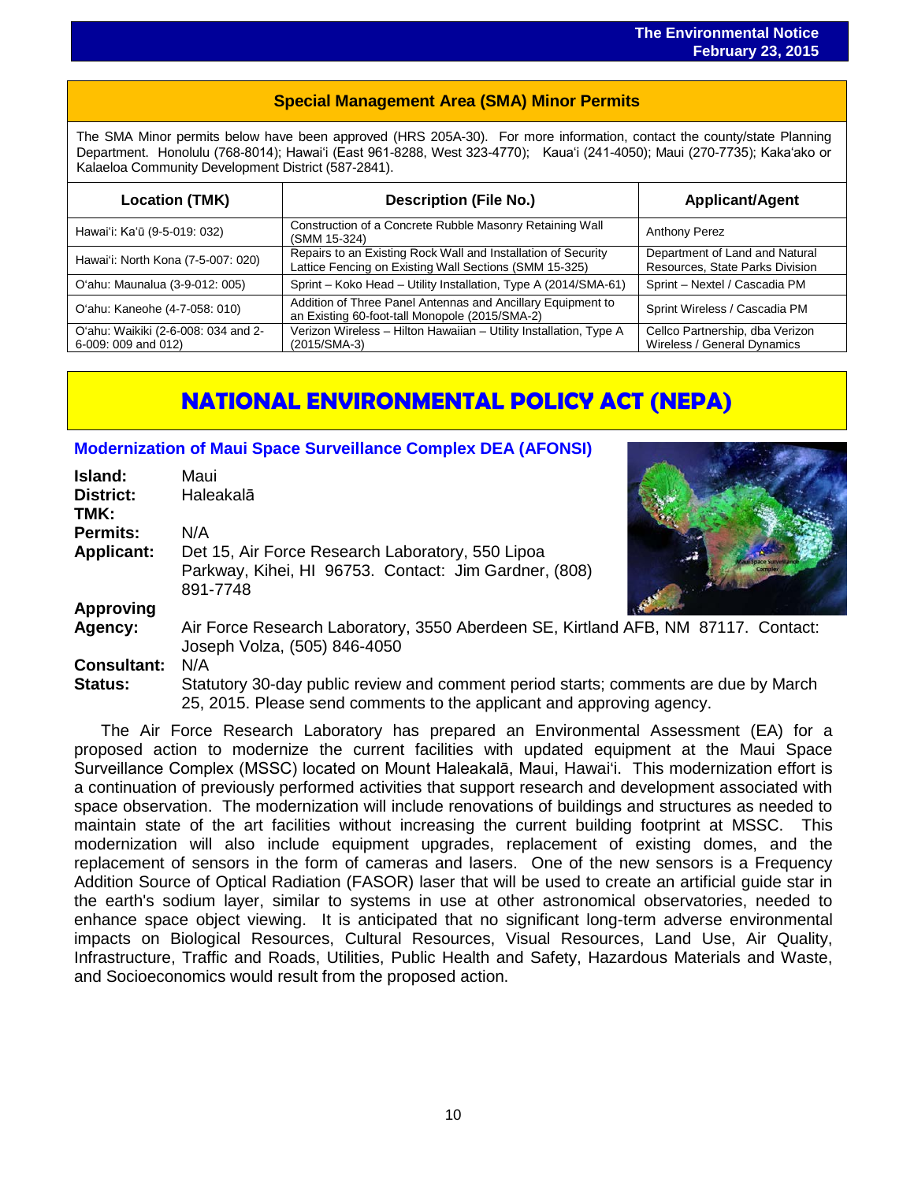## Special Management Area (SMA) Minor Permits

The SMA Minor permits below have been approved (HRS 205A-30). For more information, contact the county/state Planning Department. Honolulu (768-8014); Hawaiʻi (East 961-8288, West 323-4770); Kauaʻi (241-4050); Maui (270-7735); Kakaʻako or Kalaeloa Community Development District (587-2841).

| Location (TMK) | Description (File No.) | Applicant/Agent |
|---|---|---|
| Hawaiʻi: Kaʻū (9-5-019: 032) | Construction of a Concrete Rubble Masonry Retaining Wall (SMM 15-324) | Anthony Perez |
| Hawaiʻi: North Kona (7-5-007: 020) | Repairs to an Existing Rock Wall and Installation of Security Lattice Fencing on Existing Wall Sections (SMM 15-325) | Department of Land and Natural Resources, State Parks Division |
| Oʻahu: Maunalua (3-9-012: 005) | Sprint – Koko Head – Utility Installation, Type A (2014/SMA-61) | Sprint – Nextel / Cascadia PM |
| Oʻahu: Kaneohe (4-7-058: 010) | Addition of Three Panel Antennas and Ancillary Equipment to an Existing 60-foot-tall Monopole (2015/SMA-2) | Sprint Wireless / Cascadia PM |
| Oʻahu: Waikiki (2-6-008: 034 and 2-6-009: 009 and 012) | Verizon Wireless – Hilton Hawaiian – Utility Installation, Type A (2015/SMA-3) | Cellco Partnership, dba Verizon Wireless / General Dynamics |

# NATIONAL ENVIRONMENTAL POLICY ACT (NEPA)

### Modernization of Maui Space Surveillance Complex DEA (AFONSI)

**Island:** Maui
**District:** Haleakalā
**TMK:**
**Permits:** N/A
**Applicant:** Det 15, Air Force Research Laboratory, 550 Lipoa Parkway, Kihei, HI 96753. Contact: Jim Gardner, (808) 891-7748
**Approving Agency:** Air Force Research Laboratory, 3550 Aberdeen SE, Kirtland AFB, NM 87117. Contact: Joseph Volza, (505) 846-4050
**Consultant:** N/A
**Status:** Statutory 30-day public review and comment period starts; comments are due by March 25, 2015. Please send comments to the applicant and approving agency.

The Air Force Research Laboratory has prepared an Environmental Assessment (EA) for a proposed action to modernize the current facilities with updated equipment at the Maui Space Surveillance Complex (MSSC) located on Mount Haleakalā, Maui, Hawaiʻi. This modernization effort is a continuation of previously performed activities that support research and development associated with space observation. The modernization will include renovations of buildings and structures as needed to maintain state of the art facilities without increasing the current building footprint at MSSC. This modernization will also include equipment upgrades, replacement of existing domes, and the replacement of sensors in the form of cameras and lasers. One of the new sensors is a Frequency Addition Source of Optical Radiation (FASOR) laser that will be used to create an artificial guide star in the earth's sodium layer, similar to systems in use at other astronomical observatories, needed to enhance space object viewing. It is anticipated that no significant long-term adverse environmental impacts on Biological Resources, Cultural Resources, Visual Resources, Land Use, Air Quality, Infrastructure, Traffic and Roads, Utilities, Public Health and Safety, Hazardous Materials and Waste, and Socioeconomics would result from the proposed action.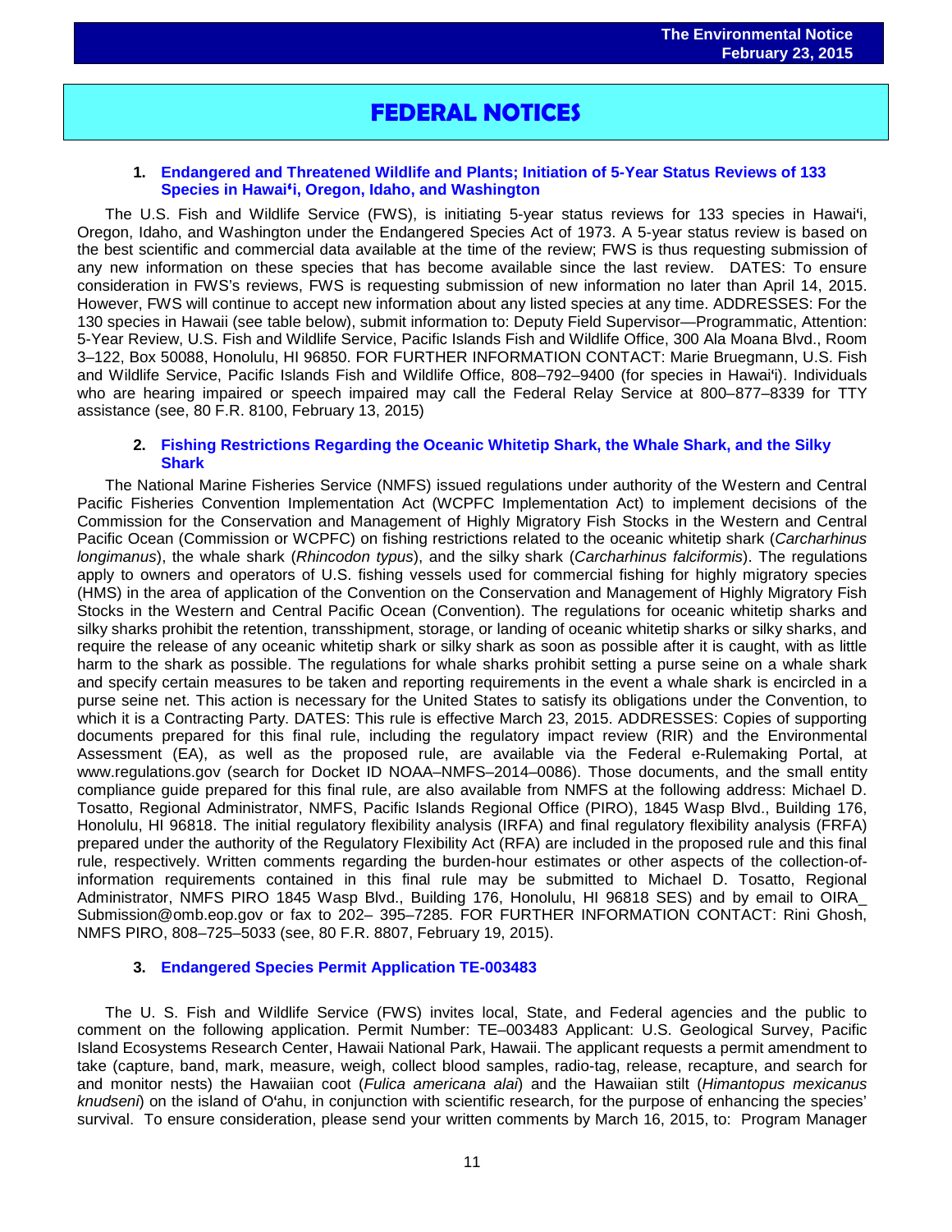# FEDERAL NOTICES

### 1. Endangered and Threatened Wildlife and Plants; Initiation of 5-Year Status Reviews of 133 Species in Hawaiʻi, Oregon, Idaho, and Washington

The U.S. Fish and Wildlife Service (FWS), is initiating 5-year status reviews for 133 species in Hawaiʻi, Oregon, Idaho, and Washington under the Endangered Species Act of 1973. A 5-year status review is based on the best scientific and commercial data available at the time of the review; FWS is thus requesting submission of any new information on these species that has become available since the last review. DATES: To ensure consideration in FWS's reviews, FWS is requesting submission of new information no later than April 14, 2015. However, FWS will continue to accept new information about any listed species at any time. ADDRESSES: For the 130 species in Hawaii (see table below), submit information to: Deputy Field Supervisor—Programmatic, Attention: 5-Year Review, U.S. Fish and Wildlife Service, Pacific Islands Fish and Wildlife Office, 300 Ala Moana Blvd., Room 3–122, Box 50088, Honolulu, HI 96850. FOR FURTHER INFORMATION CONTACT: Marie Bruegmann, U.S. Fish and Wildlife Service, Pacific Islands Fish and Wildlife Office, 808–792–9400 (for species in Hawaiʻi). Individuals who are hearing impaired or speech impaired may call the Federal Relay Service at 800–877–8339 for TTY assistance (see, 80 F.R. 8100, February 13, 2015)

### 2. Fishing Restrictions Regarding the Oceanic Whitetip Shark, the Whale Shark, and the Silky Shark

The National Marine Fisheries Service (NMFS) issued regulations under authority of the Western and Central Pacific Fisheries Convention Implementation Act (WCPFC Implementation Act) to implement decisions of the Commission for the Conservation and Management of Highly Migratory Fish Stocks in the Western and Central Pacific Ocean (Commission or WCPFC) on fishing restrictions related to the oceanic whitetip shark (*Carcharhinus longimanus*), the whale shark (*Rhincodon typus*), and the silky shark (*Carcharhinus falciformis*). The regulations apply to owners and operators of U.S. fishing vessels used for commercial fishing for highly migratory species (HMS) in the area of application of the Convention on the Conservation and Management of Highly Migratory Fish Stocks in the Western and Central Pacific Ocean (Convention). The regulations for oceanic whitetip sharks and silky sharks prohibit the retention, transshipment, storage, or landing of oceanic whitetip sharks or silky sharks, and require the release of any oceanic whitetip shark or silky shark as soon as possible after it is caught, with as little harm to the shark as possible. The regulations for whale sharks prohibit setting a purse seine on a whale shark and specify certain measures to be taken and reporting requirements in the event a whale shark is encircled in a purse seine net. This action is necessary for the United States to satisfy its obligations under the Convention, to which it is a Contracting Party. DATES: This rule is effective March 23, 2015. ADDRESSES: Copies of supporting documents prepared for this final rule, including the regulatory impact review (RIR) and the Environmental Assessment (EA), as well as the proposed rule, are available via the Federal e-Rulemaking Portal, at www.regulations.gov (search for Docket ID NOAA–NMFS–2014–0086). Those documents, and the small entity compliance guide prepared for this final rule, are also available from NMFS at the following address: Michael D. Tosatto, Regional Administrator, NMFS, Pacific Islands Regional Office (PIRO), 1845 Wasp Blvd., Building 176, Honolulu, HI 96818. The initial regulatory flexibility analysis (IRFA) and final regulatory flexibility analysis (FRFA) prepared under the authority of the Regulatory Flexibility Act (RFA) are included in the proposed rule and this final rule, respectively. Written comments regarding the burden-hour estimates or other aspects of the collection-of-information requirements contained in this final rule may be submitted to Michael D. Tosatto, Regional Administrator, NMFS PIRO 1845 Wasp Blvd., Building 176, Honolulu, HI 96818 SES) and by email to OIRA_ Submission@omb.eop.gov or fax to 202– 395–7285. FOR FURTHER INFORMATION CONTACT: Rini Ghosh, NMFS PIRO, 808–725–5033 (see, 80 F.R. 8807, February 19, 2015).

### 3. Endangered Species Permit Application TE-003483

The U. S. Fish and Wildlife Service (FWS) invites local, State, and Federal agencies and the public to comment on the following application. Permit Number: TE–003483 Applicant: U.S. Geological Survey, Pacific Island Ecosystems Research Center, Hawaii National Park, Hawaii. The applicant requests a permit amendment to take (capture, band, mark, measure, weigh, collect blood samples, radio-tag, release, recapture, and search for and monitor nests) the Hawaiian coot (*Fulica americana alai*) and the Hawaiian stilt (*Himantopus mexicanus knudseni*) on the island of Oʻahu, in conjunction with scientific research, for the purpose of enhancing the species' survival. To ensure consideration, please send your written comments by March 16, 2015, to: Program Manager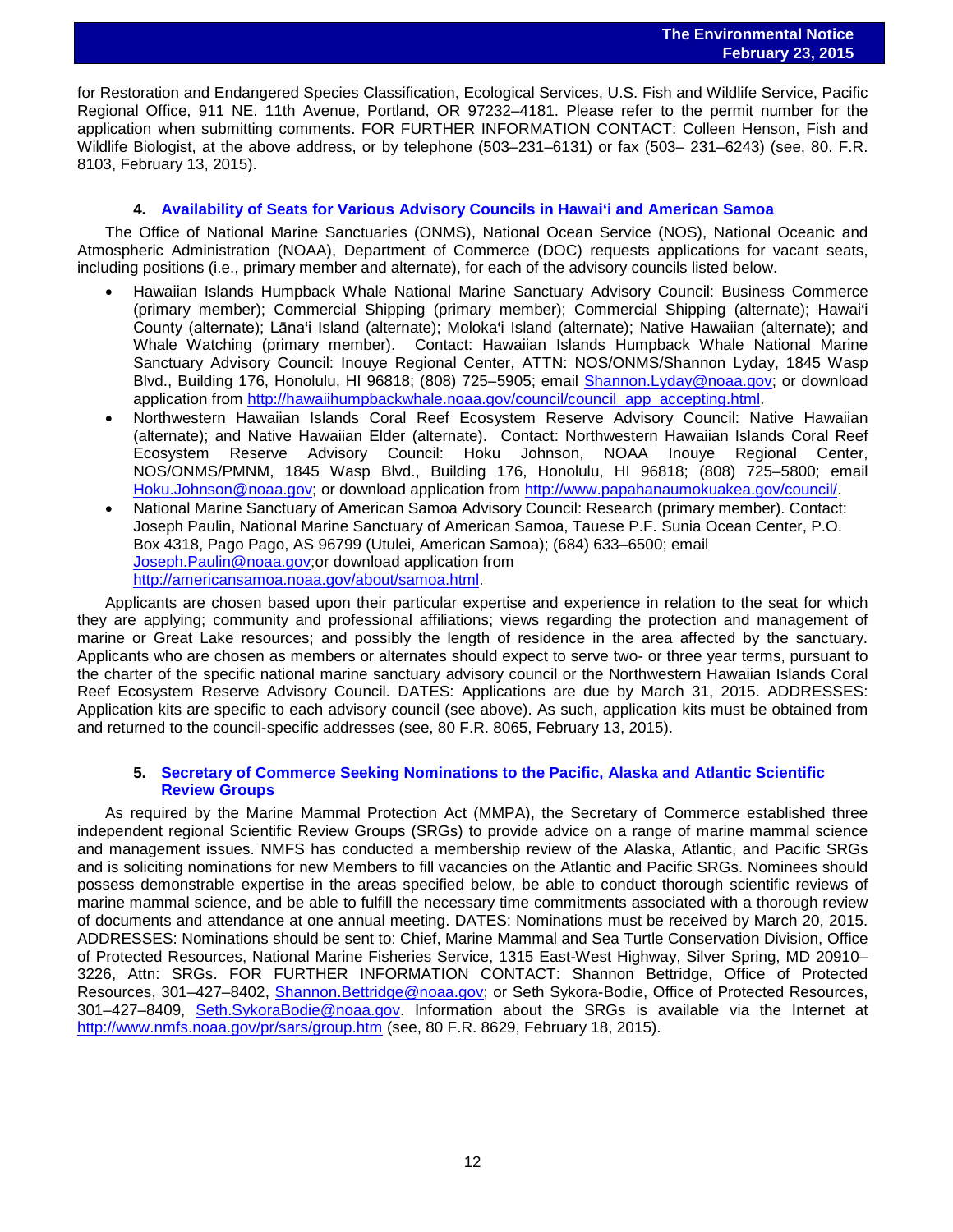for Restoration and Endangered Species Classification, Ecological Services, U.S. Fish and Wildlife Service, Pacific Regional Office, 911 NE. 11th Avenue, Portland, OR 97232–4181. Please refer to the permit number for the application when submitting comments. FOR FURTHER INFORMATION CONTACT: Colleen Henson, Fish and Wildlife Biologist, at the above address, or by telephone (503–231–6131) or fax (503– 231–6243) (see, 80. F.R. 8103, February 13, 2015).

### 4. Availability of Seats for Various Advisory Councils in Hawai‘i and American Samoa

The Office of National Marine Sanctuaries (ONMS), National Ocean Service (NOS), National Oceanic and Atmospheric Administration (NOAA), Department of Commerce (DOC) requests applications for vacant seats, including positions (i.e., primary member and alternate), for each of the advisory councils listed below.

- Hawaiian Islands Humpback Whale National Marine Sanctuary Advisory Council: Business Commerce (primary member); Commercial Shipping (primary member); Commercial Shipping (alternate); Hawai‘i County (alternate); Lāna‘i Island (alternate); Moloka‘i Island (alternate); Native Hawaiian (alternate); and Whale Watching (primary member). Contact: Hawaiian Islands Humpback Whale National Marine Sanctuary Advisory Council: Inouye Regional Center, ATTN: NOS/ONMS/Shannon Lyday, 1845 Wasp Blvd., Building 176, Honolulu, HI 96818; (808) 725–5905; email Shannon.Lyday@noaa.gov; or download application from http://hawaiihumpbackwhale.noaa.gov/council/council_app_accepting.html.
- Northwestern Hawaiian Islands Coral Reef Ecosystem Reserve Advisory Council: Native Hawaiian (alternate); and Native Hawaiian Elder (alternate). Contact: Northwestern Hawaiian Islands Coral Reef Ecosystem Reserve Advisory Council: Hoku Johnson, NOAA Inouye Regional Center, NOS/ONMS/PMNM, 1845 Wasp Blvd., Building 176, Honolulu, HI 96818; (808) 725–5800; email Hoku.Johnson@noaa.gov; or download application from http://www.papahanaumokuakea.gov/council/.
- National Marine Sanctuary of American Samoa Advisory Council: Research (primary member). Contact: Joseph Paulin, National Marine Sanctuary of American Samoa, Tauese P.F. Sunia Ocean Center, P.O. Box 4318, Pago Pago, AS 96799 (Utulei, American Samoa); (684) 633–6500; email Joseph.Paulin@noaa.gov;or download application from http://americansamoa.noaa.gov/about/samoa.html.

Applicants are chosen based upon their particular expertise and experience in relation to the seat for which they are applying; community and professional affiliations; views regarding the protection and management of marine or Great Lake resources; and possibly the length of residence in the area affected by the sanctuary. Applicants who are chosen as members or alternates should expect to serve two- or three year terms, pursuant to the charter of the specific national marine sanctuary advisory council or the Northwestern Hawaiian Islands Coral Reef Ecosystem Reserve Advisory Council. DATES: Applications are due by March 31, 2015. ADDRESSES: Application kits are specific to each advisory council (see above). As such, application kits must be obtained from and returned to the council-specific addresses (see, 80 F.R. 8065, February 13, 2015).

### 5. Secretary of Commerce Seeking Nominations to the Pacific, Alaska and Atlantic Scientific Review Groups

As required by the Marine Mammal Protection Act (MMPA), the Secretary of Commerce established three independent regional Scientific Review Groups (SRGs) to provide advice on a range of marine mammal science and management issues. NMFS has conducted a membership review of the Alaska, Atlantic, and Pacific SRGs and is soliciting nominations for new Members to fill vacancies on the Atlantic and Pacific SRGs. Nominees should possess demonstrable expertise in the areas specified below, be able to conduct thorough scientific reviews of marine mammal science, and be able to fulfill the necessary time commitments associated with a thorough review of documents and attendance at one annual meeting. DATES: Nominations must be received by March 20, 2015. ADDRESSES: Nominations should be sent to: Chief, Marine Mammal and Sea Turtle Conservation Division, Office of Protected Resources, National Marine Fisheries Service, 1315 East-West Highway, Silver Spring, MD 20910–3226, Attn: SRGs. FOR FURTHER INFORMATION CONTACT: Shannon Bettridge, Office of Protected Resources, 301–427–8402, Shannon.Bettridge@noaa.gov; or Seth Sykora-Bodie, Office of Protected Resources, 301–427–8409, Seth.SykoraBodie@noaa.gov. Information about the SRGs is available via the Internet at http://www.nmfs.noaa.gov/pr/sars/group.htm (see, 80 F.R. 8629, February 18, 2015).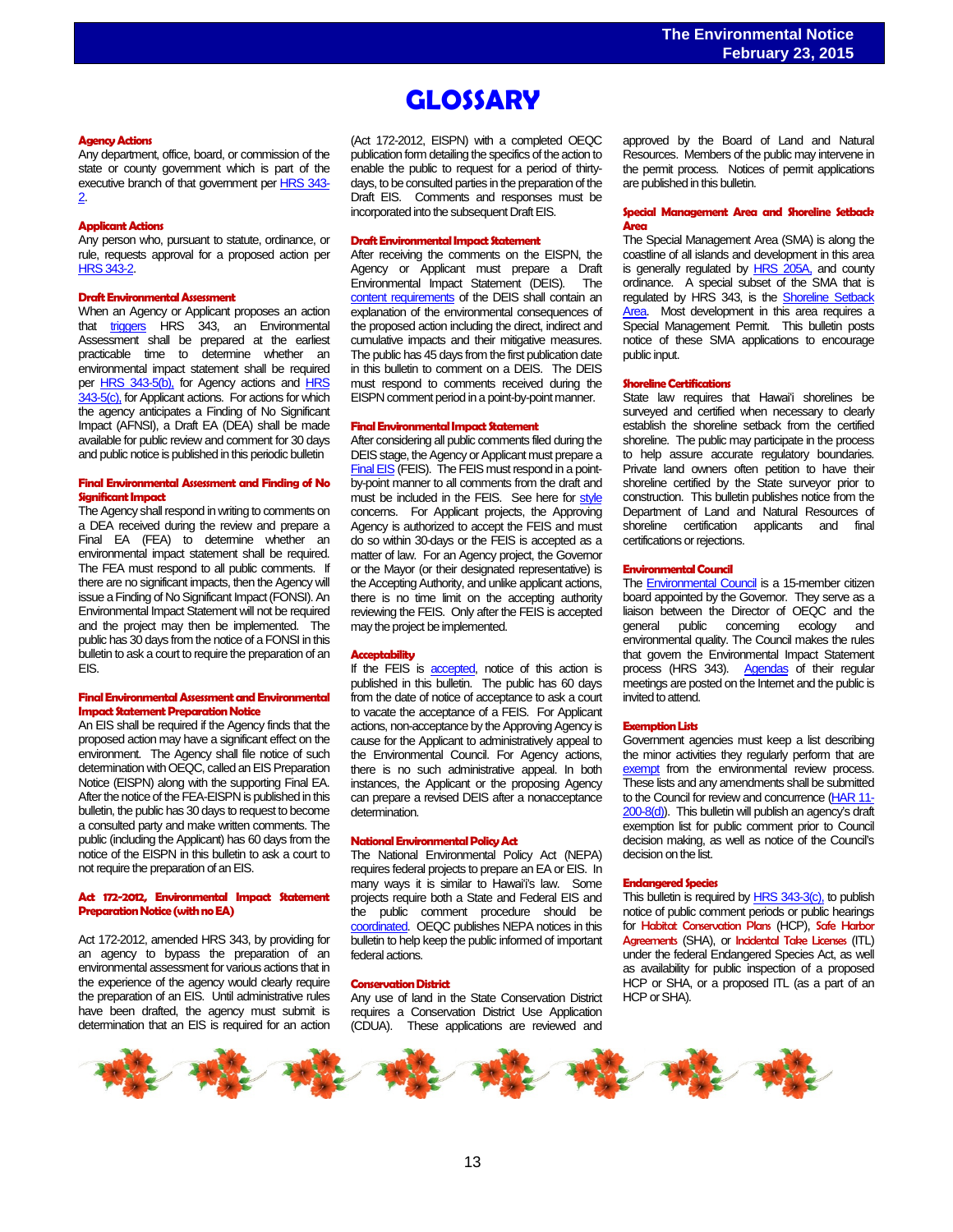# GLOSSARY

### Agency Actions

Any department, office, board, or commission of the state or county government which is part of the executive branch of that government per HRS 343-2.

### Applicant Actions

Any person who, pursuant to statute, ordinance, or rule, requests approval for a proposed action per HRS 343-2.

### Draft Environmental Assessment

When an Agency or Applicant proposes an action that triggers HRS 343, an Environmental Assessment shall be prepared at the earliest practicable time to determine whether an environmental impact statement shall be required per HRS 343-5(b), for Agency actions and HRS 343-5(c), for Applicant actions. For actions for which the agency anticipates a Finding of No Significant Impact (AFNSI), a Draft EA (DEA) shall be made available for public review and comment for 30 days and public notice is published in this periodic bulletin

### Final Environmental Assessment and Finding of No Significant Impact

The Agency shall respond in writing to comments on a DEA received during the review and prepare a Final EA (FEA) to determine whether an environmental impact statement shall be required. The FEA must respond to all public comments. If there are no significant impacts, then the Agency will issue a Finding of No Significant Impact (FONSI). An Environmental Impact Statement will not be required and the project may then be implemented. The public has 30 days from the notice of a FONSI in this bulletin to ask a court to require the preparation of an EIS.

### Final Environmental Assessment and Environmental Impact Statement Preparation Notice

An EIS shall be required if the Agency finds that the proposed action may have a significant effect on the environment. The Agency shall file notice of such determination with OEQC, called an EIS Preparation Notice (EISPN) along with the supporting Final EA. After the notice of the FEA-EISPN is published in this bulletin, the public has 30 days to request to become a consulted party and make written comments. The public (including the Applicant) has 60 days from the notice of the EISPN in this bulletin to ask a court to not require the preparation of an EIS.

### Act 172-2012, Environmental Impact Statement Preparation Notice (with no EA)

Act 172-2012, amended HRS 343, by providing for an agency to bypass the preparation of an environmental assessment for various actions that in the experience of the agency would clearly require the preparation of an EIS. Until administrative rules have been drafted, the agency must submit is determination that an EIS is required for an action (Act 172-2012, EISPN) with a completed OEQC publication form detailing the specifics of the action to enable the public to request for a period of thirty-days, to be consulted parties in the preparation of the Draft EIS. Comments and responses must be incorporated into the subsequent Draft EIS.

### Draft Environmental Impact Statement

After receiving the comments on the EISPN, the Agency or Applicant must prepare a Draft Environmental Impact Statement (DEIS). The content requirements of the DEIS shall contain an explanation of the environmental consequences of the proposed action including the direct, indirect and cumulative impacts and their mitigative measures. The public has 45 days from the first publication date in this bulletin to comment on a DEIS. The DEIS must respond to comments received during the EISPN comment period in a point-by-point manner.

### Final Environmental Impact Statement

After considering all public comments filed during the DEIS stage, the Agency or Applicant must prepare a Final EIS (FEIS). The FEIS must respond in a point-by-point manner to all comments from the draft and must be included in the FEIS. See here for style concerns. For Applicant projects, the Approving Agency is authorized to accept the FEIS and must do so within 30-days or the FEIS is accepted as a matter of law. For an Agency project, the Governor or the Mayor (or their designated representative) is the Accepting Authority, and unlike applicant actions, there is no time limit on the accepting authority reviewing the FEIS. Only after the FEIS is accepted may the project be implemented.

### Acceptability

If the FEIS is accepted, notice of this action is published in this bulletin. The public has 60 days from the date of notice of acceptance to ask a court to vacate the acceptance of a FEIS. For Applicant actions, non-acceptance by the Approving Agency is cause for the Applicant to administratively appeal to the Environmental Council. For Agency actions, there is no such administrative appeal. In both instances, the Applicant or the proposing Agency can prepare a revised DEIS after a nonacceptance determination.

### National Environmental Policy Act

The National Environmental Policy Act (NEPA) requires federal projects to prepare an EA or EIS. In many ways it is similar to Hawai'i's law. Some projects require both a State and Federal EIS and the public comment procedure should be coordinated. OEQC publishes NEPA notices in this bulletin to help keep the public informed of important federal actions.

### Conservation District

Any use of land in the State Conservation District requires a Conservation District Use Application (CDUA). These applications are reviewed and approved by the Board of Land and Natural Resources. Members of the public may intervene in the permit process. Notices of permit applications are published in this bulletin.

### Special Management Area and Shoreline Setback Area

The Special Management Area (SMA) is along the coastline of all islands and development in this area is generally regulated by HRS 205A, and county ordinance. A special subset of the SMA that is regulated by HRS 343, is the Shoreline Setback Area. Most development in this area requires a Special Management Permit. This bulletin posts notice of these SMA applications to encourage public input.

### Shoreline Certifications

State law requires that Hawai'i shorelines be surveyed and certified when necessary to clearly establish the shoreline setback from the certified shoreline. The public may participate in the process to help assure accurate regulatory boundaries. Private land owners often petition to have their shoreline certified by the State surveyor prior to construction. This bulletin publishes notice from the Department of Land and Natural Resources of shoreline certification applicants and final certifications or rejections.

### Environmental Council

The Environmental Council is a 15-member citizen board appointed by the Governor. They serve as a liaison between the Director of OEQC and the general public concerning ecology and environmental quality. The Council makes the rules that govern the Environmental Impact Statement process (HRS 343). Agendas of their regular meetings are posted on the Internet and the public is invited to attend.

### Exemption Lists

Government agencies must keep a list describing the minor activities they regularly perform that are exempt from the environmental review process. These lists and any amendments shall be submitted to the Council for review and concurrence (HAR 11-200-8(d)). This bulletin will publish an agency's draft exemption list for public comment prior to Council decision making, as well as notice of the Council's decision on the list.

### Endangered Species

This bulletin is required by HRS 343-3(c), to publish notice of public comment periods or public hearings for **Habitat Conservation Plans** (HCP), **Safe Harbor Agreements** (SHA), or **Incidental Take Licenses** (ITL) under the federal Endangered Species Act, as well as availability for public inspection of a proposed HCP or SHA, or a proposed ITL (as a part of an HCP or SHA).